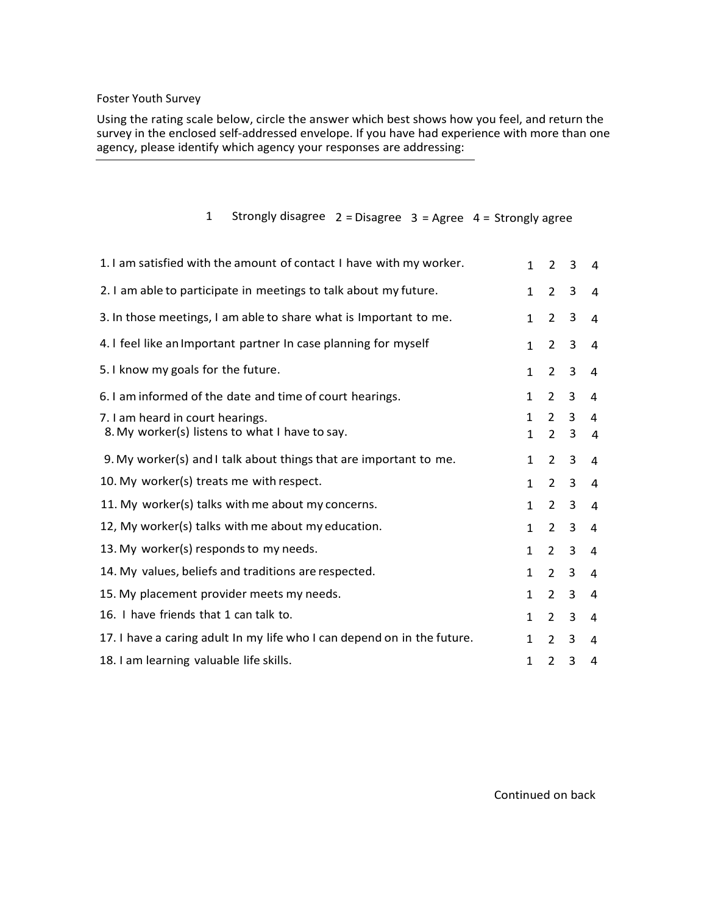Foster Youth Survey

Using the rating scale below, circle the answer which best shows how you feel, and return the survey in the enclosed self-addressed envelope. If you have had experience with more than one agency, please identify which agency your responses are addressing:

______________________________________________

1 Strongly disagree 2 = Disagree 3 = Agree 4 = Strongly agree

| | | | | |
|---|---|---|---|---|
| 1. I am satisfied with the amount of contact I have with my worker. | 1 | 2 | 3 | 4 |
| 2. I am able to participate in meetings to talk about my future. | 1 | 2 | 3 | 4 |
| 3. In those meetings, I am able to share what is Important to me. | 1 | 2 | 3 | 4 |
| 4. I feel like an Important partner In case planning for myself | 1 | 2 | 3 | 4 |
| 5. I know my goals for the future. | 1 | 2 | 3 | 4 |
| 6. I am informed of the date and time of court hearings. | 1 | 2 | 3 | 4 |
| 7. I am heard in court hearings. | 1 | 2 | 3 | 4 |
| 8. My worker(s) listens to what I have to say. | 1 | 2 | 3 | 4 |
| 9. My worker(s) and I talk about things that are important to me. | 1 | 2 | 3 | 4 |
| 10. My worker(s) treats me with respect. | 1 | 2 | 3 | 4 |
| 11. My worker(s) talks with me about my concerns. | 1 | 2 | 3 | 4 |
| 12, My worker(s) talks with me about my education. | 1 | 2 | 3 | 4 |
| 13. My worker(s) responds to my needs. | 1 | 2 | 3 | 4 |
| 14. My values, beliefs and traditions are respected. | 1 | 2 | 3 | 4 |
| 15. My placement provider meets my needs. | 1 | 2 | 3 | 4 |
| 16. I have friends that 1 can talk to. | 1 | 2 | 3 | 4 |
| 17. I have a caring adult In my life who I can depend on in the future. | 1 | 2 | 3 | 4 |
| 18. I am learning valuable life skills. | 1 | 2 | 3 | 4 |

Continued on back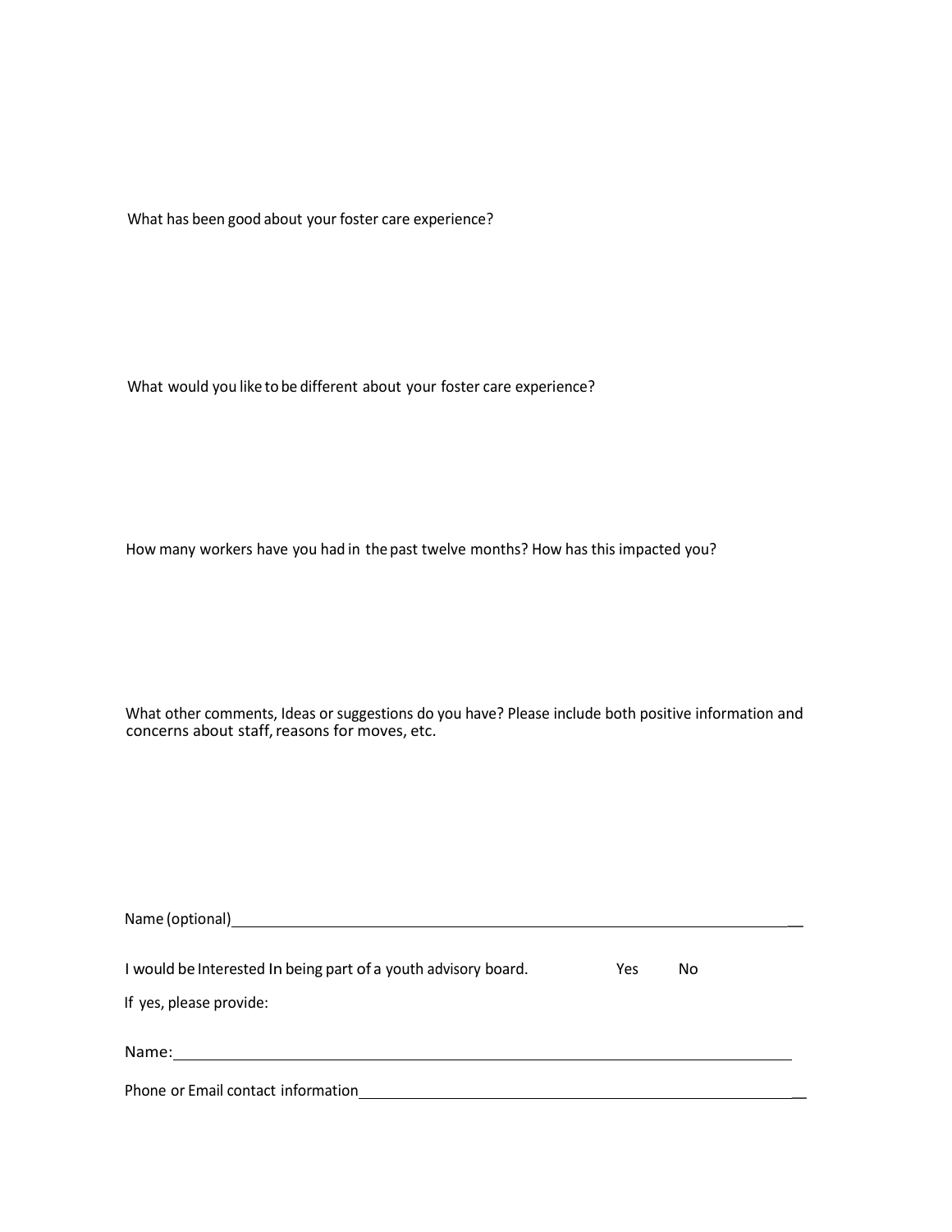What has been good about your foster care experience?

What would you like to be different about your foster care experience?

How many workers have you had in the past twelve months? How has this impacted you?

What other comments, Ideas or suggestions do you have? Please include both positive information and concerns about staff, reasons for moves, etc.

Name (optional)\_\_\_\_\_\_\_\_\_\_\_\_\_\_\_\_\_\_\_\_\_\_\_\_\_\_\_\_\_\_\_\_\_\_\_\_\_\_\_\_\_\_\_\_\_\_\_\_\_\_\_\_\_\_\_\_

I would be Interested In being part of a youth advisory board. Yes No

If yes, please provide:

Name:\_\_\_\_\_\_\_\_\_\_\_\_\_\_\_\_\_\_\_\_\_\_\_\_\_\_\_\_\_\_\_\_\_\_\_\_\_\_\_\_\_\_\_\_\_\_\_\_\_\_\_\_\_\_\_\_\_\_\_\_

Phone or Email contact information\_\_\_\_\_\_\_\_\_\_\_\_\_\_\_\_\_\_\_\_\_\_\_\_\_\_\_\_\_\_\_\_\_\_\_\_\_\_\_\_\_\_\_